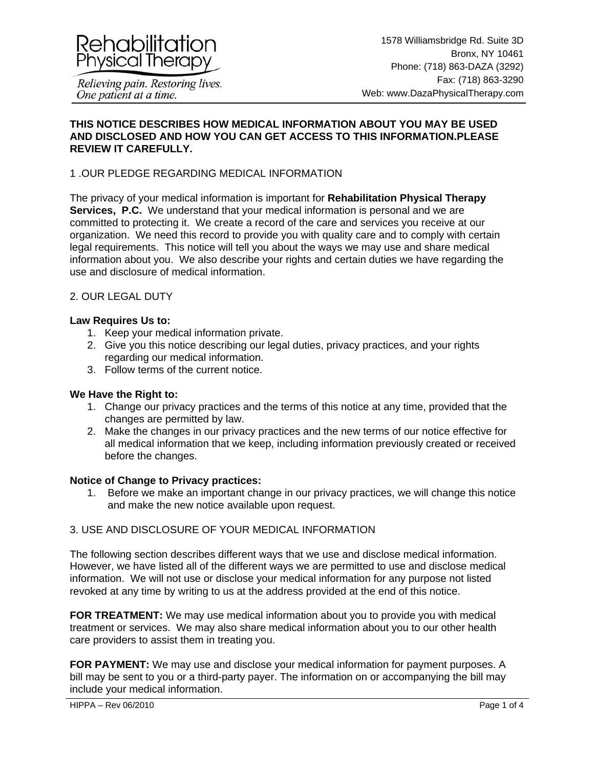Rehabilitation Physical Therapy

*Relieving pain. Restoring lives. One patient at a time.*

1578 Williamsbridge Rd. Suite 3D
Bronx, NY 10461
Phone: (718) 863-DAZA (3292)
Fax: (718) 863-3290
Web: www.DazaPhysicalTherapy.com

**THIS NOTICE DESCRIBES HOW MEDICAL INFORMATION ABOUT YOU MAY BE USED AND DISCLOSED AND HOW YOU CAN GET ACCESS TO THIS INFORMATION.PLEASE REVIEW IT CAREFULLY.**

## 1 .OUR PLEDGE REGARDING MEDICAL INFORMATION

The privacy of your medical information is important for **Rehabilitation Physical Therapy Services, P.C.** We understand that your medical information is personal and we are committed to protecting it. We create a record of the care and services you receive at our organization. We need this record to provide you with quality care and to comply with certain legal requirements. This notice will tell you about the ways we may use and share medical information about you. We also describe your rights and certain duties we have regarding the use and disclosure of medical information.

## 2. OUR LEGAL DUTY

**Law Requires Us to:**

1. Keep your medical information private.
2. Give you this notice describing our legal duties, privacy practices, and your rights regarding our medical information.
3. Follow terms of the current notice.

**We Have the Right to:**

1. Change our privacy practices and the terms of this notice at any time, provided that the changes are permitted by law.
2. Make the changes in our privacy practices and the new terms of our notice effective for all medical information that we keep, including information previously created or received before the changes.

**Notice of Change to Privacy practices:**

1. Before we make an important change in our privacy practices, we will change this notice and make the new notice available upon request.

## 3. USE AND DISCLOSURE OF YOUR MEDICAL INFORMATION

The following section describes different ways that we use and disclose medical information. However, we have listed all of the different ways we are permitted to use and disclose medical information. We will not use or disclose your medical information for any purpose not listed revoked at any time by writing to us at the address provided at the end of this notice.

**FOR TREATMENT:** We may use medical information about you to provide you with medical treatment or services. We may also share medical information about you to our other health care providers to assist them in treating you.

**FOR PAYMENT:** We may use and disclose your medical information for payment purposes. A bill may be sent to you or a third-party payer. The information on or accompanying the bill may include your medical information.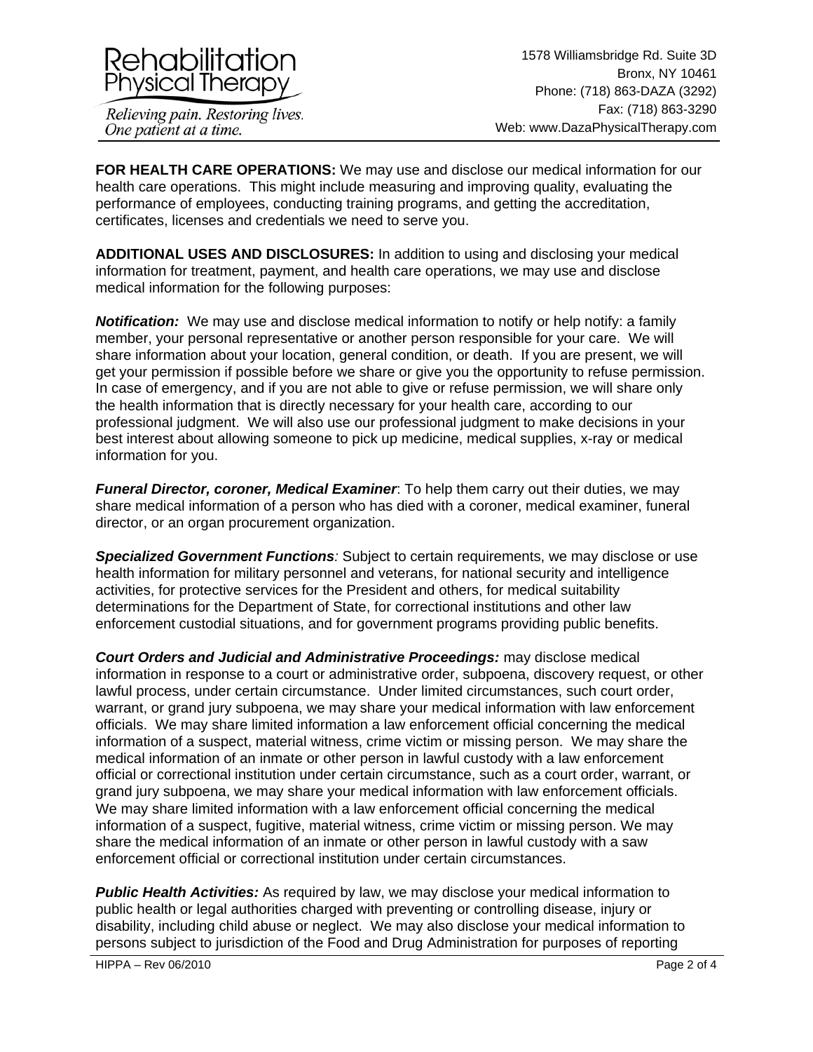**FOR HEALTH CARE OPERATIONS:** We may use and disclose our medical information for our health care operations. This might include measuring and improving quality, evaluating the performance of employees, conducting training programs, and getting the accreditation, certificates, licenses and credentials we need to serve you.

**ADDITIONAL USES AND DISCLOSURES:** In addition to using and disclosing your medical information for treatment, payment, and health care operations, we may use and disclose medical information for the following purposes:

***Notification:*** We may use and disclose medical information to notify or help notify: a family member, your personal representative or another person responsible for your care. We will share information about your location, general condition, or death. If you are present, we will get your permission if possible before we share or give you the opportunity to refuse permission. In case of emergency, and if you are not able to give or refuse permission, we will share only the health information that is directly necessary for your health care, according to our professional judgment. We will also use our professional judgment to make decisions in your best interest about allowing someone to pick up medicine, medical supplies, x-ray or medical information for you.

***Funeral Director, coroner, Medical Examiner***: To help them carry out their duties, we may share medical information of a person who has died with a coroner, medical examiner, funeral director, or an organ procurement organization.

***Specialized Government Functions****:* Subject to certain requirements, we may disclose or use health information for military personnel and veterans, for national security and intelligence activities, for protective services for the President and others, for medical suitability determinations for the Department of State, for correctional institutions and other law enforcement custodial situations, and for government programs providing public benefits.

***Court Orders and Judicial and Administrative Proceedings:*** may disclose medical information in response to a court or administrative order, subpoena, discovery request, or other lawful process, under certain circumstance. Under limited circumstances, such court order, warrant, or grand jury subpoena, we may share your medical information with law enforcement officials. We may share limited information a law enforcement official concerning the medical information of a suspect, material witness, crime victim or missing person. We may share the medical information of an inmate or other person in lawful custody with a law enforcement official or correctional institution under certain circumstance, such as a court order, warrant, or grand jury subpoena, we may share your medical information with law enforcement officials. We may share limited information with a law enforcement official concerning the medical information of a suspect, fugitive, material witness, crime victim or missing person. We may share the medical information of an inmate or other person in lawful custody with a saw enforcement official or correctional institution under certain circumstances.

***Public Health Activities:*** As required by law, we may disclose your medical information to public health or legal authorities charged with preventing or controlling disease, injury or disability, including child abuse or neglect. We may also disclose your medical information to persons subject to jurisdiction of the Food and Drug Administration for purposes of reporting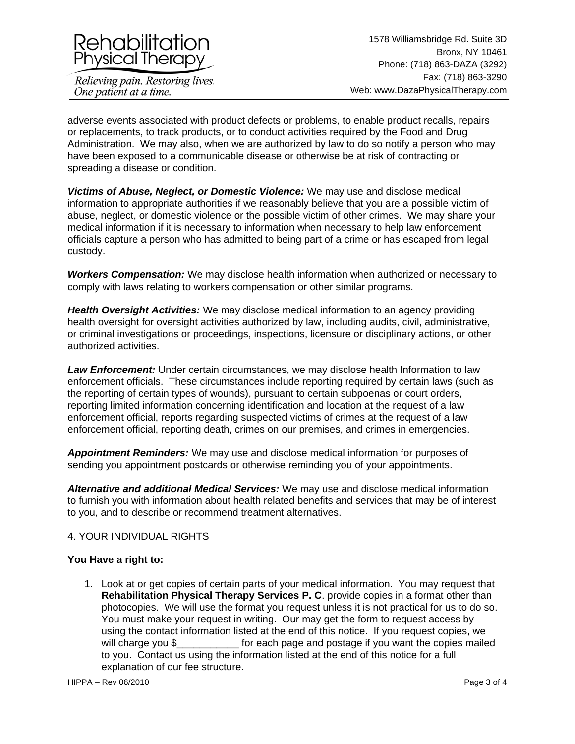adverse events associated with product defects or problems, to enable product recalls, repairs or replacements, to track products, or to conduct activities required by the Food and Drug Administration. We may also, when we are authorized by law to do so notify a person who may have been exposed to a communicable disease or otherwise be at risk of contracting or spreading a disease or condition.

***Victims of Abuse, Neglect, or Domestic Violence:*** We may use and disclose medical information to appropriate authorities if we reasonably believe that you are a possible victim of abuse, neglect, or domestic violence or the possible victim of other crimes. We may share your medical information if it is necessary to information when necessary to help law enforcement officials capture a person who has admitted to being part of a crime or has escaped from legal custody.

***Workers Compensation:*** We may disclose health information when authorized or necessary to comply with laws relating to workers compensation or other similar programs.

***Health Oversight Activities:*** We may disclose medical information to an agency providing health oversight for oversight activities authorized by law, including audits, civil, administrative, or criminal investigations or proceedings, inspections, licensure or disciplinary actions, or other authorized activities.

***Law Enforcement:*** Under certain circumstances, we may disclose health Information to law enforcement officials. These circumstances include reporting required by certain laws (such as the reporting of certain types of wounds), pursuant to certain subpoenas or court orders, reporting limited information concerning identification and location at the request of a law enforcement official, reports regarding suspected victims of crimes at the request of a law enforcement official, reporting death, crimes on our premises, and crimes in emergencies.

***Appointment Reminders:*** We may use and disclose medical information for purposes of sending you appointment postcards or otherwise reminding you of your appointments.

***Alternative and additional Medical Services:*** We may use and disclose medical information to furnish you with information about health related benefits and services that may be of interest to you, and to describe or recommend treatment alternatives.

4. YOUR INDIVIDUAL RIGHTS

**You Have a right to:**

1. Look at or get copies of certain parts of your medical information. You may request that **Rehabilitation Physical Therapy Services P. C**. provide copies in a format other than photocopies. We will use the format you request unless it is not practical for us to do so. You must make your request in writing. Our may get the form to request access by using the contact information listed at the end of this notice. If you request copies, we will charge you $___________ for each page and postage if you want the copies mailed to you. Contact us using the information listed at the end of this notice for a full explanation of our fee structure.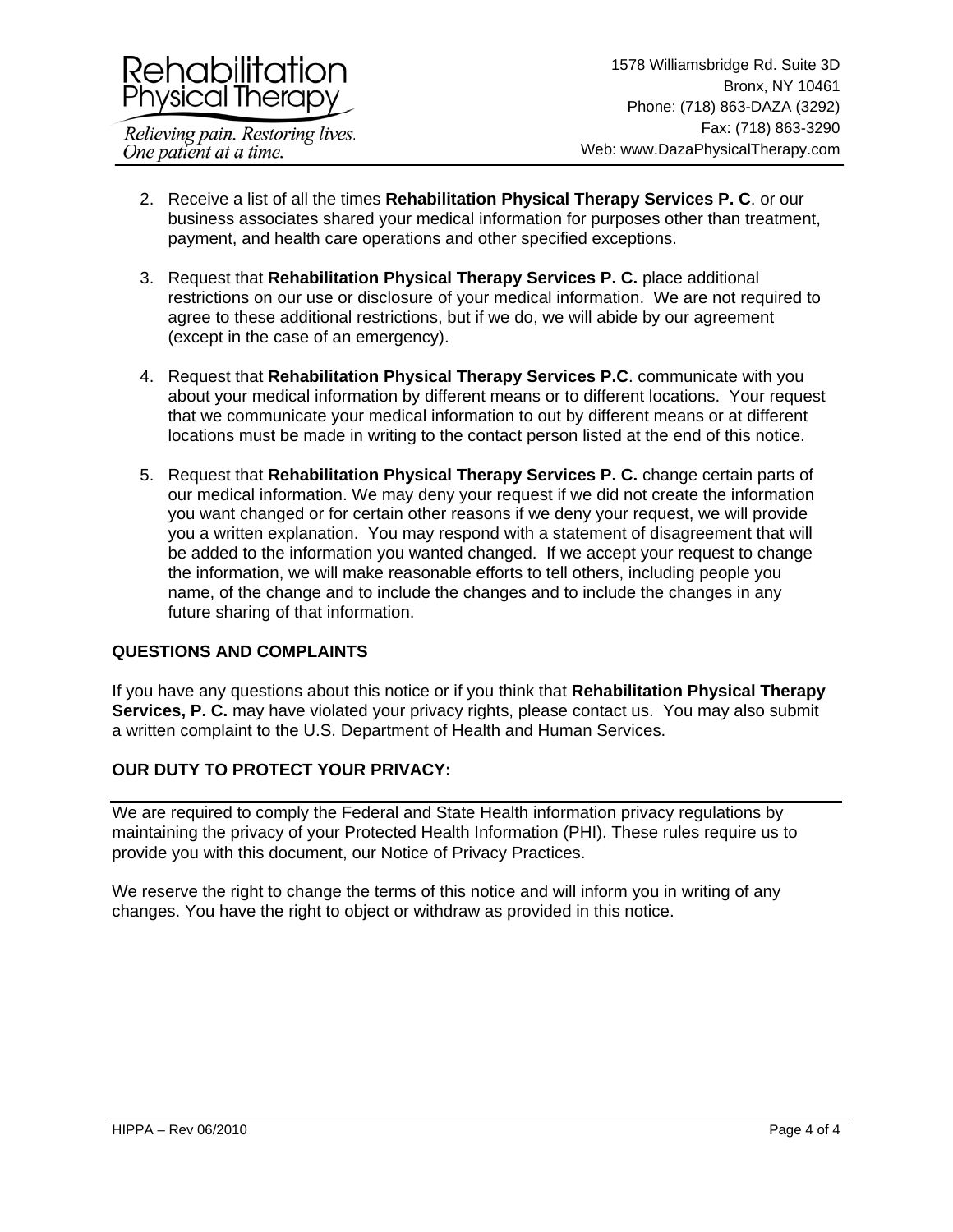2. Receive a list of all the times **Rehabilitation Physical Therapy Services P. C**. or our business associates shared your medical information for purposes other than treatment, payment, and health care operations and other specified exceptions.

3. Request that **Rehabilitation Physical Therapy Services P. C.** place additional restrictions on our use or disclosure of your medical information. We are not required to agree to these additional restrictions, but if we do, we will abide by our agreement (except in the case of an emergency).

4. Request that **Rehabilitation Physical Therapy Services P.C**. communicate with you about your medical information by different means or to different locations. Your request that we communicate your medical information to out by different means or at different locations must be made in writing to the contact person listed at the end of this notice.

5. Request that **Rehabilitation Physical Therapy Services P. C.** change certain parts of our medical information. We may deny your request if we did not create the information you want changed or for certain other reasons if we deny your request, we will provide you a written explanation. You may respond with a statement of disagreement that will be added to the information you wanted changed. If we accept your request to change the information, we will make reasonable efforts to tell others, including people you name, of the change and to include the changes and to include the changes in any future sharing of that information.

**QUESTIONS AND COMPLAINTS**

If you have any questions about this notice or if you think that **Rehabilitation Physical Therapy Services, P. C.** may have violated your privacy rights, please contact us. You may also submit a written complaint to the U.S. Department of Health and Human Services.

**OUR DUTY TO PROTECT YOUR PRIVACY:**

We are required to comply the Federal and State Health information privacy regulations by maintaining the privacy of your Protected Health Information (PHI). These rules require us to provide you with this document, our Notice of Privacy Practices.

We reserve the right to change the terms of this notice and will inform you in writing of any changes. You have the right to object or withdraw as provided in this notice.